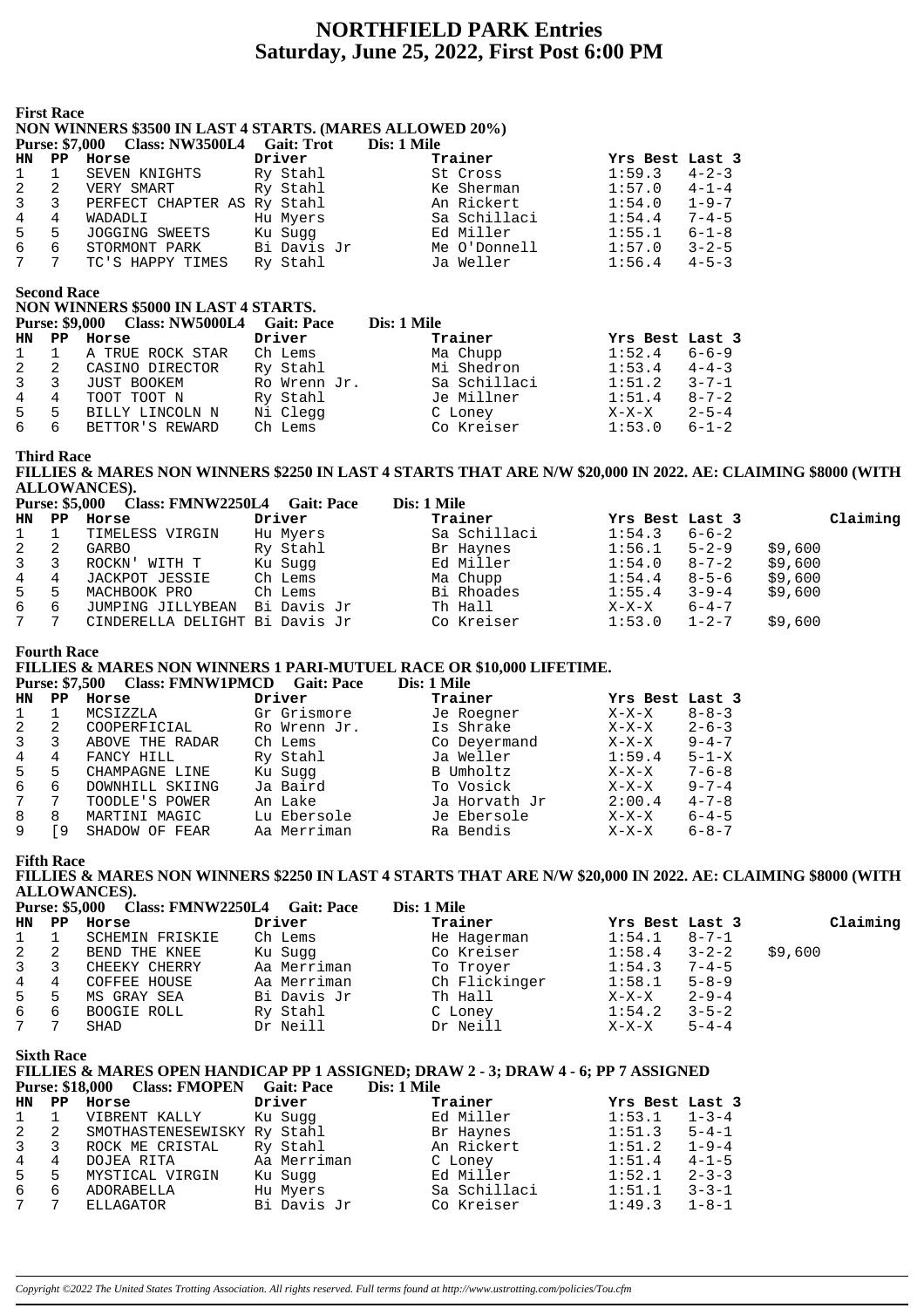# NORTHFIELD PARK Entries
# Saturday, June 25, 2022, First Post 6:00 PM

### First Race

**NON WINNERS $3500 IN LAST 4 STARTS. (MARES ALLOWED 20%)**

**Purse: $7,000 Class: NW3500L4 Gait: Trot Dis: 1 Mile**

| HN | PP | Horse | Driver | Trainer | Yrs Best | Last 3 |
|---|---|---|---|---|---|---|
| 1 | 1 | SEVEN KNIGHTS | Ry Stahl | St Cross | 1:59.3 | 4-2-3 |
| 2 | 2 | VERY SMART | Ry Stahl | Ke Sherman | 1:57.0 | 4-1-4 |
| 3 | 3 | PERFECT CHAPTER AS | Ry Stahl | An Rickert | 1:54.0 | 1-9-7 |
| 4 | 4 | WADADLI | Hu Myers | Sa Schillaci | 1:54.4 | 7-4-5 |
| 5 | 5 | JOGGING SWEETS | Ku Sugg | Ed Miller | 1:55.1 | 6-1-8 |
| 6 | 6 | STORMONT PARK | Bi Davis Jr | Me O'Donnell | 1:57.0 | 3-2-5 |
| 7 | 7 | TC'S HAPPY TIMES | Ry Stahl | Ja Weller | 1:56.4 | 4-5-3 |

### Second Race

**NON WINNERS $5000 IN LAST 4 STARTS.**

**Purse: $9,000 Class: NW5000L4 Gait: Pace Dis: 1 Mile**

| HN | PP | Horse | Driver | Trainer | Yrs Best | Last 3 |
|---|---|---|---|---|---|---|
| 1 | 1 | A TRUE ROCK STAR | Ch Lems | Ma Chupp | 1:52.4 | 6-6-9 |
| 2 | 2 | CASINO DIRECTOR | Ry Stahl | Mi Shedron | 1:53.4 | 4-4-3 |
| 3 | 3 | JUST BOOKEM | Ro Wrenn Jr. | Sa Schillaci | 1:51.2 | 3-7-1 |
| 4 | 4 | TOOT TOOT N | Ry Stahl | Je Millner | 1:51.4 | 8-7-2 |
| 5 | 5 | BILLY LINCOLN N | Ni Clegg | C Loney | X-X-X | 2-5-4 |
| 6 | 6 | BETTOR'S REWARD | Ch Lems | Co Kreiser | 1:53.0 | 6-1-2 |

### Third Race

**FILLIES & MARES NON WINNERS $2250 IN LAST 4 STARTS THAT ARE N/W $20,000 IN 2022. AE: CLAIMING $8000 (WITH ALLOWANCES).**

**Purse: $5,000 Class: FMNW2250L4 Gait: Pace Dis: 1 Mile**

| HN | PP | Horse | Driver | Trainer | Yrs Best | Last 3 | Claiming |
|---|---|---|---|---|---|---|---|
| 1 | 1 | TIMELESS VIRGIN | Hu Myers | Sa Schillaci | 1:54.3 | 6-6-2 | |
| 2 | 2 | GARBO | Ry Stahl | Br Haynes | 1:56.1 | 5-2-9 | $9,600 |
| 3 | 3 | ROCKN' WITH T | Ku Sugg | Ed Miller | 1:54.0 | 8-7-2 | $9,600 |
| 4 | 4 | JACKPOT JESSIE | Ch Lems | Ma Chupp | 1:54.4 | 8-5-6 | $9,600 |
| 5 | 5 | MACHBOOK PRO | Ch Lems | Bi Rhoades | 1:55.4 | 3-9-4 | $9,600 |
| 6 | 6 | JUMPING JILLYBEAN | Bi Davis Jr | Th Hall | X-X-X | 6-4-7 | |
| 7 | 7 | CINDERELLA DELIGHT | Bi Davis Jr | Co Kreiser | 1:53.0 | 1-2-7 | $9,600 |

### Fourth Race

**FILLIES & MARES NON WINNERS 1 PARI-MUTUEL RACE OR $10,000 LIFETIME.**

**Purse: $7,500 Class: FMNW1PMCD Gait: Pace Dis: 1 Mile**

| HN | PP | Horse | Driver | Trainer | Yrs Best | Last 3 |
|---|---|---|---|---|---|---|
| 1 | 1 | MCSIZZLA | Gr Grismore | Je Roegner | X-X-X | 8-8-3 |
| 2 | 2 | COOPERFICIAL | Ro Wrenn Jr. | Is Shrake | X-X-X | 2-6-3 |
| 3 | 3 | ABOVE THE RADAR | Ch Lems | Co Deyermand | X-X-X | 9-4-7 |
| 4 | 4 | FANCY HILL | Ry Stahl | Ja Weller | 1:59.4 | 5-1-X |
| 5 | 5 | CHAMPAGNE LINE | Ku Sugg | B Umholtz | X-X-X | 7-6-8 |
| 6 | 6 | DOWNHILL SKIING | Ja Baird | To Vosick | X-X-X | 9-7-4 |
| 7 | 7 | TOODLE'S POWER | An Lake | Ja Horvath Jr | 2:00.4 | 4-7-8 |
| 8 | 8 | MARTINI MAGIC | Lu Ebersole | Je Ebersole | X-X-X | 6-4-5 |
| 9 | [9 | SHADOW OF FEAR | Aa Merriman | Ra Bendis | X-X-X | 6-8-7 |

### Fifth Race

**FILLIES & MARES NON WINNERS $2250 IN LAST 4 STARTS THAT ARE N/W $20,000 IN 2022. AE: CLAIMING $8000 (WITH ALLOWANCES).**

**Purse: $5,000 Class: FMNW2250L4 Gait: Pace Dis: 1 Mile**

| HN | PP | Horse | Driver | Trainer | Yrs Best | Last 3 | Claiming |
|---|---|---|---|---|---|---|---|
| 1 | 1 | SCHEMIN FRISKIE | Ch Lems | He Hagerman | 1:54.1 | 8-7-1 | |
| 2 | 2 | BEND THE KNEE | Ku Sugg | Co Kreiser | 1:58.4 | 3-2-2 | $9,600 |
| 3 | 3 | CHEEKY CHERRY | Aa Merriman | To Troyer | 1:54.3 | 7-4-5 | |
| 4 | 4 | COFFEE HOUSE | Aa Merriman | Ch Flickinger | 1:58.1 | 5-8-9 | |
| 5 | 5 | MS GRAY SEA | Bi Davis Jr | Th Hall | X-X-X | 2-9-4 | |
| 6 | 6 | BOOGIE ROLL | Ry Stahl | C Loney | 1:54.2 | 3-5-2 | |
| 7 | 7 | SHAD | Dr Neill | Dr Neill | X-X-X | 5-4-4 | |

### Sixth Race

**FILLIES & MARES OPEN HANDICAP PP 1 ASSIGNED; DRAW 2 - 3; DRAW 4 - 6; PP 7 ASSIGNED**

**Purse: $18,000 Class: FMOPEN Gait: Pace Dis: 1 Mile**

| HN | PP | Horse | Driver | Trainer | Yrs Best | Last 3 |
|---|---|---|---|---|---|---|
| 1 | 1 | VIBRENT KALLY | Ku Sugg | Ed Miller | 1:53.1 | 1-3-4 |
| 2 | 2 | SMOTHASTENESEWISKY | Ry Stahl | Br Haynes | 1:51.3 | 5-4-1 |
| 3 | 3 | ROCK ME CRISTAL | Ry Stahl | An Rickert | 1:51.2 | 1-9-4 |
| 4 | 4 | DOJEA RITA | Aa Merriman | C Loney | 1:51.4 | 4-1-5 |
| 5 | 5 | MYSTICAL VIRGIN | Ku Sugg | Ed Miller | 1:52.1 | 2-3-3 |
| 6 | 6 | ADORABELLA | Hu Myers | Sa Schillaci | 1:51.1 | 3-3-1 |
| 7 | 7 | ELLAGATOR | Bi Davis Jr | Co Kreiser | 1:49.3 | 1-8-1 |

*Copyright ©2022 The United States Trotting Association. All rights reserved. Full terms found at http://www.ustrotting.com/policies/Tou.cfm*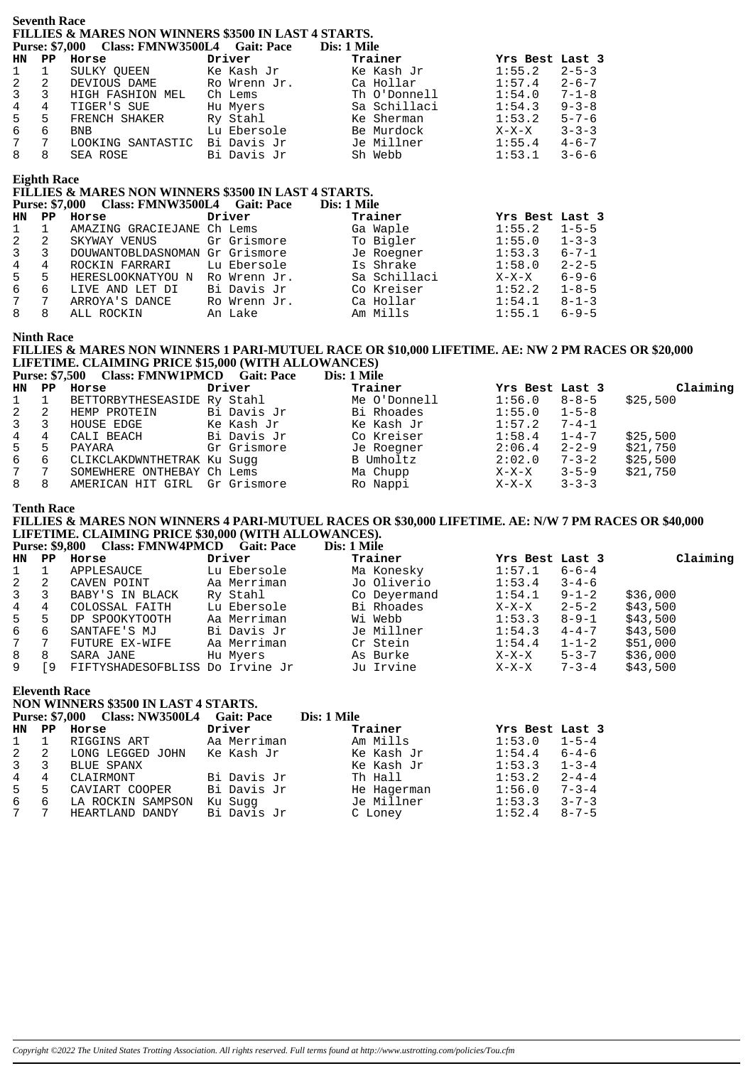## Seventh Race

**FILLIES & MARES NON WINNERS $3500 IN LAST 4 STARTS.**

**Purse: $7,000 Class: FMNW3500L4 Gait: Pace Dis: 1 Mile**

| HN | PP | Horse | Driver | Trainer | Yrs Best | Last 3 |
|---|---|---|---|---|---|---|
| 1 | 1 | SULKY QUEEN | Ke Kash Jr | Ke Kash Jr | 1:55.2 | 2-5-3 |
| 2 | 2 | DEVIOUS DAME | Ro Wrenn Jr. | Ca Hollar | 1:57.4 | 2-6-7 |
| 3 | 3 | HIGH FASHION MEL | Ch Lems | Th O'Donnell | 1:54.0 | 7-1-8 |
| 4 | 4 | TIGER'S SUE | Hu Myers | Sa Schillaci | 1:54.3 | 9-3-8 |
| 5 | 5 | FRENCH SHAKER | Ry Stahl | Ke Sherman | 1:53.2 | 5-7-6 |
| 6 | 6 | BNB | Lu Ebersole | Be Murdock | X-X-X | 3-3-3 |
| 7 | 7 | LOOKING SANTASTIC | Bi Davis Jr | Je Millner | 1:55.4 | 4-6-7 |
| 8 | 8 | SEA ROSE | Bi Davis Jr | Sh Webb | 1:53.1 | 3-6-6 |

## Eighth Race

**FILLIES & MARES NON WINNERS $3500 IN LAST 4 STARTS.**

**Purse: $7,000 Class: FMNW3500L4 Gait: Pace Dis: 1 Mile**

| HN | PP | Horse | Driver | Trainer | Yrs Best | Last 3 |
|---|---|---|---|---|---|---|
| 1 | 1 | AMAZING GRACIEJANE | Ch Lems | Ga Waple | 1:55.2 | 1-5-5 |
| 2 | 2 | SKYWAY VENUS | Gr Grismore | To Bigler | 1:55.0 | 1-3-3 |
| 3 | 3 | DOUWANTOBLDASNOMAN | Gr Grismore | Je Roegner | 1:53.3 | 6-7-1 |
| 4 | 4 | ROCKIN FARRARI | Lu Ebersole | Is Shrake | 1:58.0 | 2-2-5 |
| 5 | 5 | HERESLOOKNATYOU N | Ro Wrenn Jr. | Sa Schillaci | X-X-X | 6-9-6 |
| 6 | 6 | LIVE AND LET DI | Bi Davis Jr | Co Kreiser | 1:52.2 | 1-8-5 |
| 7 | 7 | ARROYA'S DANCE | Ro Wrenn Jr. | Ca Hollar | 1:54.1 | 8-1-3 |
| 8 | 8 | ALL ROCKIN | An Lake | Am Mills | 1:55.1 | 6-9-5 |

## Ninth Race

**FILLIES & MARES NON WINNERS 1 PARI-MUTUEL RACE OR $10,000 LIFETIME. AE: NW 2 PM RACES OR $20,000 LIFETIME. CLAIMING PRICE $15,000 (WITH ALLOWANCES)**

**Purse: $7,500 Class: FMNW1PMCD Gait: Pace Dis: 1 Mile**

| HN | PP | Horse | Driver | Trainer | Yrs Best | Last 3 | Claiming |
|---|---|---|---|---|---|---|---|
| 1 | 1 | BETTORBYTHESEASIDE | Ry Stahl | Me O'Donnell | 1:56.0 | 8-8-5 | $25,500 |
| 2 | 2 | HEMP PROTEIN | Bi Davis Jr | Bi Rhoades | 1:55.0 | 1-5-8 | |
| 3 | 3 | HOUSE EDGE | Ke Kash Jr | Ke Kash Jr | 1:57.2 | 7-4-1 | |
| 4 | 4 | CALI BEACH | Bi Davis Jr | Co Kreiser | 1:58.4 | 1-4-7 | $25,500 |
| 5 | 5 | PAYARA | Gr Grismore | Je Roegner | 2:06.4 | 2-2-9 | $21,750 |
| 6 | 6 | CLIKCLAKDWNTHETRAK | Ku Sugg | B Umholtz | 2:02.0 | 7-3-2 | $25,500 |
| 7 | 7 | SOMEWHERE ONTHEBAY | Ch Lems | Ma Chupp | X-X-X | 3-5-9 | $21,750 |
| 8 | 8 | AMERICAN HIT GIRL | Gr Grismore | Ro Nappi | X-X-X | 3-3-3 | |

## Tenth Race

**FILLIES & MARES NON WINNERS 4 PARI-MUTUEL RACES OR $30,000 LIFETIME. AE: N/W 7 PM RACES OR $40,000 LIFETIME. CLAIMING PRICE $30,000 (WITH ALLOWANCES).**

**Purse: $9,800 Class: FMNW4PMCD Gait: Pace Dis: 1 Mile**

| HN | PP | Horse | Driver | Trainer | Yrs Best | Last 3 | Claiming |
|---|---|---|---|---|---|---|---|
| 1 | 1 | APPLESAUCE | Lu Ebersole | Ma Konesky | 1:57.1 | 6-6-4 | |
| 2 | 2 | CAVEN POINT | Aa Merriman | Jo Oliverio | 1:53.4 | 3-4-6 | |
| 3 | 3 | BABY'S IN BLACK | Ry Stahl | Co Deyermand | 1:54.1 | 9-1-2 | $36,000 |
| 4 | 4 | COLOSSAL FAITH | Lu Ebersole | Bi Rhoades | X-X-X | 2-5-2 | $43,500 |
| 5 | 5 | DP SPOOKYTOOTH | Aa Merriman | Wi Webb | 1:53.3 | 8-9-1 | $43,500 |
| 6 | 6 | SANTAFE'S MJ | Bi Davis Jr | Je Millner | 1:54.3 | 4-4-7 | $43,500 |
| 7 | 7 | FUTURE EX-WIFE | Aa Merriman | Cr Stein | 1:54.4 | 1-1-2 | $51,000 |
| 8 | 8 | SARA JANE | Hu Myers | As Burke | X-X-X | 5-3-7 | $36,000 |
| 9 | [9 | FIFTYSHADESOFBLISS | Do Irvine Jr | Ju Irvine | X-X-X | 7-3-4 | $43,500 |

## Eleventh Race

**NON WINNERS $3500 IN LAST 4 STARTS.**

**Purse: $7,000 Class: NW3500L4 Gait: Pace Dis: 1 Mile**

| HN | PP | Horse | Driver | Trainer | Yrs Best | Last 3 |
|---|---|---|---|---|---|---|
| 1 | 1 | RIGGINS ART | Aa Merriman | Am Mills | 1:53.0 | 1-5-4 |
| 2 | 2 | LONG LEGGED JOHN | Ke Kash Jr | Ke Kash Jr | 1:54.4 | 6-4-6 |
| 3 | 3 | BLUE SPANX | | Ke Kash Jr | 1:53.3 | 1-3-4 |
| 4 | 4 | CLAIRMONT | Bi Davis Jr | Th Hall | 1:53.2 | 2-4-4 |
| 5 | 5 | CAVIART COOPER | Bi Davis Jr | He Hagerman | 1:56.0 | 7-3-4 |
| 6 | 6 | LA ROCKIN SAMPSON | Ku Sugg | Je Millner | 1:53.3 | 3-7-3 |
| 7 | 7 | HEARTLAND DANDY | Bi Davis Jr | C Loney | 1:52.4 | 8-7-5 |

*Copyright ©2022 The United States Trotting Association. All rights reserved. Full terms found at http://www.ustrotting.com/policies/Tou.cfm*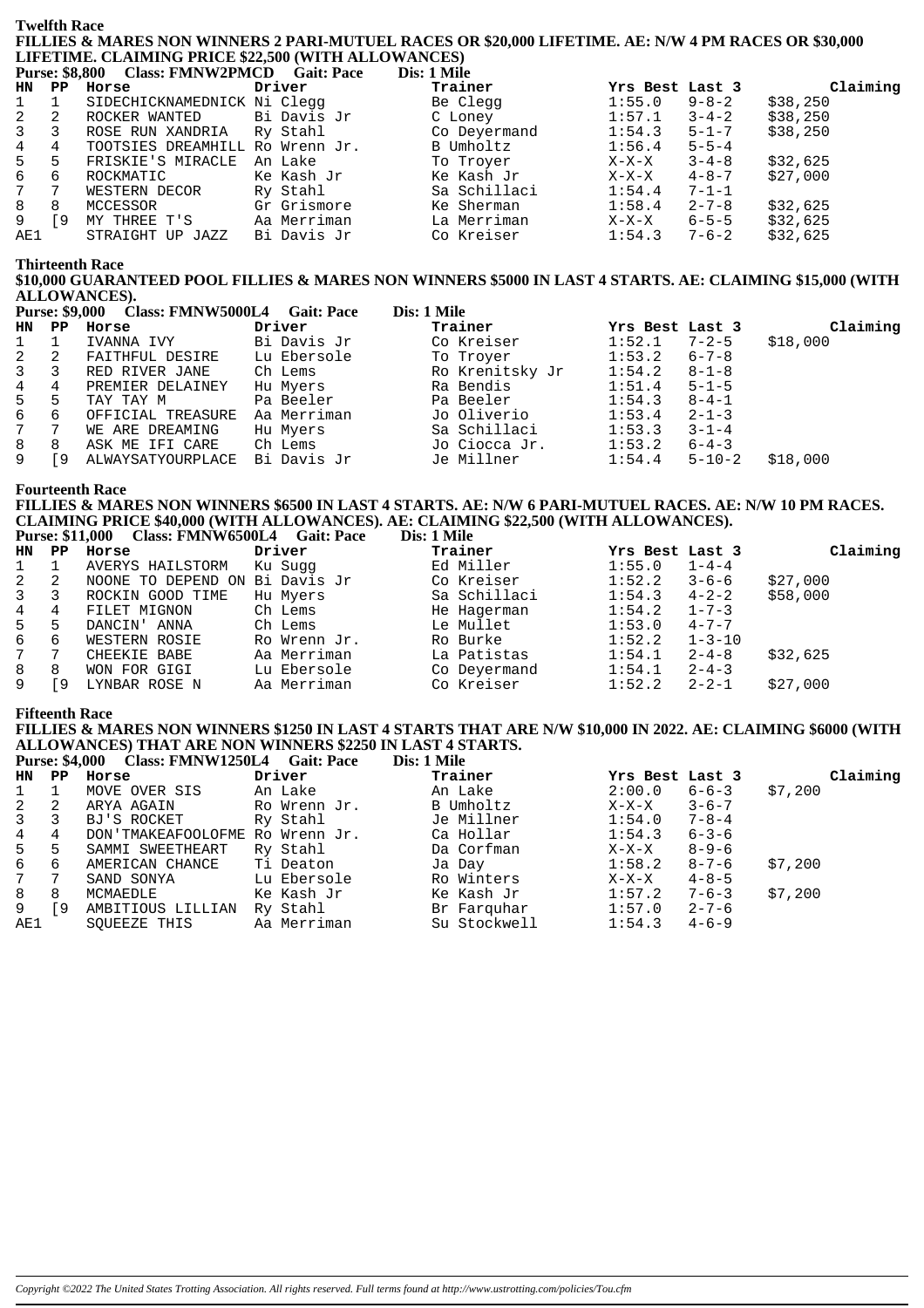## Twelfth Race

**FILLIES & MARES NON WINNERS 2 PARI-MUTUEL RACES OR $20,000 LIFETIME. AE: N/W 4 PM RACES OR $30,000 LIFETIME. CLAIMING PRICE $22,500 (WITH ALLOWANCES)**

**Purse: $8,800 Class: FMNW2PMCD Gait: Pace Dis: 1 Mile**

| HN | PP | Horse | Driver | Trainer | Yrs Best | Last 3 | Claiming |
|---|---|---|---|---|---|---|---|
| 1 | 1 | SIDECHICKNAMEDNICK | Ni Clegg | Be Clegg | 1:55.0 | 9-8-2 | $38,250 |
| 2 | 2 | ROCKER WANTED | Bi Davis Jr | C Loney | 1:57.1 | 3-4-2 | $38,250 |
| 3 | 3 | ROSE RUN XANDRIA | Ry Stahl | Co Deyermand | 1:54.3 | 5-1-7 | $38,250 |
| 4 | 4 | TOOTSIES DREAMHILL | Ro Wrenn Jr. | B Umholtz | 1:56.4 | 5-5-4 | |
| 5 | 5 | FRISKIE'S MIRACLE | An Lake | To Troyer | X-X-X | 3-4-8 | $32,625 |
| 6 | 6 | ROCKMATIC | Ke Kash Jr | Ke Kash Jr | X-X-X | 4-8-7 | $27,000 |
| 7 | 7 | WESTERN DECOR | Ry Stahl | Sa Schillaci | 1:54.4 | 7-1-1 | |
| 8 | 8 | MCCESSOR | Gr Grismore | Ke Sherman | 1:58.4 | 2-7-8 | $32,625 |
| 9 | [9 | MY THREE T'S | Aa Merriman | La Merriman | X-X-X | 6-5-5 | $32,625 |
| AE1 | | STRAIGHT UP JAZZ | Bi Davis Jr | Co Kreiser | 1:54.3 | 7-6-2 | $32,625 |

## Thirteenth Race

**$10,000 GUARANTEED POOL FILLIES & MARES NON WINNERS $5000 IN LAST 4 STARTS. AE: CLAIMING $15,000 (WITH ALLOWANCES).**

**Purse: $9,000 Class: FMNW5000L4 Gait: Pace Dis: 1 Mile**

| HN | PP | Horse | Driver | Trainer | Yrs Best | Last 3 | Claiming |
|---|---|---|---|---|---|---|---|
| 1 | 1 | IVANNA IVY | Bi Davis Jr | Co Kreiser | 1:52.1 | 7-2-5 | $18,000 |
| 2 | 2 | FAITHFUL DESIRE | Lu Ebersole | To Troyer | 1:53.2 | 6-7-8 | |
| 3 | 3 | RED RIVER JANE | Ch Lems | Ro Krenitsky Jr | 1:54.2 | 8-1-8 | |
| 4 | 4 | PREMIER DELAINEY | Hu Myers | Ra Bendis | 1:51.4 | 5-1-5 | |
| 5 | 5 | TAY TAY M | Pa Beeler | Pa Beeler | 1:54.3 | 8-4-1 | |
| 6 | 6 | OFFICIAL TREASURE | Aa Merriman | Jo Oliverio | 1:53.4 | 2-1-3 | |
| 7 | 7 | WE ARE DREAMING | Hu Myers | Sa Schillaci | 1:53.3 | 3-1-4 | |
| 8 | 8 | ASK ME IFI CARE | Ch Lems | Jo Ciocca Jr. | 1:53.2 | 6-4-3 | |
| 9 | [9 | ALWAYSATYOURPLACE | Bi Davis Jr | Je Millner | 1:54.4 | 5-10-2 | $18,000 |

## Fourteenth Race

**FILLIES & MARES NON WINNERS $6500 IN LAST 4 STARTS. AE: N/W 6 PARI-MUTUEL RACES. AE: N/W 10 PM RACES. CLAIMING PRICE $40,000 (WITH ALLOWANCES). AE: CLAIMING $22,500 (WITH ALLOWANCES).**

**Purse: $11,000 Class: FMNW6500L4 Gait: Pace Dis: 1 Mile**

| HN | PP | Horse | Driver | Trainer | Yrs Best | Last 3 | Claiming |
|---|---|---|---|---|---|---|---|
| 1 | 1 | AVERYS HAILSTORM | Ku Sugg | Ed Miller | 1:55.0 | 1-4-4 | |
| 2 | 2 | NOONE TO DEPEND ON | Bi Davis Jr | Co Kreiser | 1:52.2 | 3-6-6 | $27,000 |
| 3 | 3 | ROCKIN GOOD TIME | Hu Myers | Sa Schillaci | 1:54.3 | 4-2-2 | $58,000 |
| 4 | 4 | FILET MIGNON | Ch Lems | He Hagerman | 1:54.2 | 1-7-3 | |
| 5 | 5 | DANCIN' ANNA | Ch Lems | Le Mullet | 1:53.0 | 4-7-7 | |
| 6 | 6 | WESTERN ROSIE | Ro Wrenn Jr. | Ro Burke | 1:52.2 | 1-3-10 | |
| 7 | 7 | CHEEKIE BABE | Aa Merriman | La Patistas | 1:54.1 | 2-4-8 | $32,625 |
| 8 | 8 | WON FOR GIGI | Lu Ebersole | Co Deyermand | 1:54.1 | 2-4-3 | |
| 9 | [9 | LYNBAR ROSE N | Aa Merriman | Co Kreiser | 1:52.2 | 2-2-1 | $27,000 |

## Fifteenth Race

**FILLIES & MARES NON WINNERS $1250 IN LAST 4 STARTS THAT ARE N/W $10,000 IN 2022. AE: CLAIMING $6000 (WITH ALLOWANCES) THAT ARE NON WINNERS $2250 IN LAST 4 STARTS.**

**Purse: $4,000 Class: FMNW1250L4 Gait: Pace Dis: 1 Mile**

| HN | PP | Horse | Driver | Trainer | Yrs Best | Last 3 | Claiming |
|---|---|---|---|---|---|---|---|
| 1 | 1 | MOVE OVER SIS | An Lake | An Lake | 2:00.0 | 6-6-3 | $7,200 |
| 2 | 2 | ARYA AGAIN | Ro Wrenn Jr. | B Umholtz | X-X-X | 3-6-7 | |
| 3 | 3 | BJ'S ROCKET | Ry Stahl | Je Millner | 1:54.0 | 7-8-4 | |
| 4 | 4 | DON'TMAKEAFOOLOFME | Ro Wrenn Jr. | Ca Hollar | 1:54.3 | 6-3-6 | |
| 5 | 5 | SAMMI SWEETHEART | Ry Stahl | Da Corfman | X-X-X | 8-9-6 | |
| 6 | 6 | AMERICAN CHANCE | Ti Deaton | Ja Day | 1:58.2 | 8-7-6 | $7,200 |
| 7 | 7 | SAND SONYA | Lu Ebersole | Ro Winters | X-X-X | 4-8-5 | |
| 8 | 8 | MCMAEDLE | Ke Kash Jr | Ke Kash Jr | 1:57.2 | 7-6-3 | $7,200 |
| 9 | [9 | AMBITIOUS LILLIAN | Ry Stahl | Br Farquhar | 1:57.0 | 2-7-6 | |
| AE1 | | SQUEEZE THIS | Aa Merriman | Su Stockwell | 1:54.3 | 4-6-9 | |

*Copyright ©2022 The United States Trotting Association. All rights reserved. Full terms found at http://www.ustrotting.com/policies/Tou.cfm*